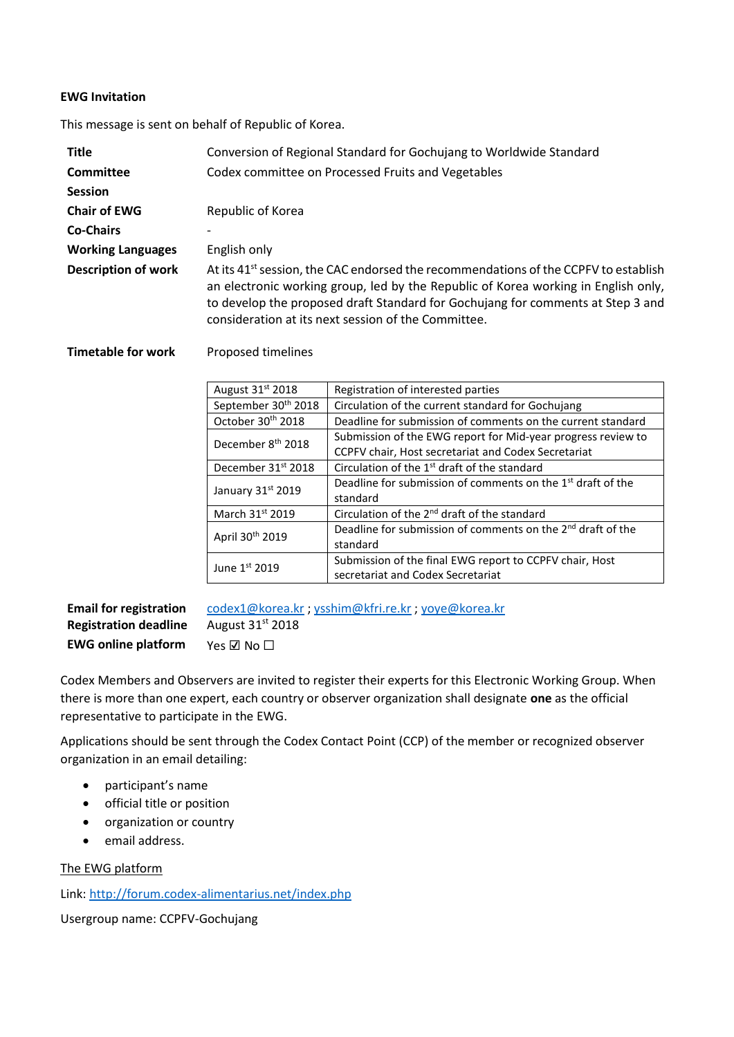**EWG Invitation**

This message is sent on behalf of Republic of Korea.

| | |
|---|---|
| **Title** | Conversion of Regional Standard for Gochujang to Worldwide Standard |
| **Committee** | Codex committee on Processed Fruits and Vegetables |
| **Session** | |
| **Chair of EWG** | Republic of Korea |
| **Co-Chairs** | - |
| **Working Languages** | English only |
| **Description of work** | At its 41st session, the CAC endorsed the recommendations of the CCPFV to establish an electronic working group, led by the Republic of Korea working in English only, to develop the proposed draft Standard for Gochujang for comments at Step 3 and consideration at its next session of the Committee. |
| **Timetable for work** | Proposed timelines |

| | |
|---|---|
| August 31st 2018 | Registration of interested parties |
| September 30th 2018 | Circulation of the current standard for Gochujang |
| October 30th 2018 | Deadline for submission of comments on the current standard |
| December 8th 2018 | Submission of the EWG report for Mid-year progress review to CCPFV chair, Host secretariat and Codex Secretariat |
| December 31st 2018 | Circulation of the 1st draft of the standard |
| January 31st 2019 | Deadline for submission of comments on the 1st draft of the standard |
| March 31st 2019 | Circulation of the 2nd draft of the standard |
| April 30th 2019 | Deadline for submission of comments on the 2nd draft of the standard |
| June 1st 2019 | Submission of the final EWG report to CCPFV chair, Host secretariat and Codex Secretariat |

| | |
|---|---|
| **Email for registration** | codex1@korea.kr ; ysshim@kfri.re.kr ; yoye@korea.kr |
| **Registration deadline** | August 31st 2018 |
| **EWG online platform** | Yes ☑ No ☐ |

Codex Members and Observers are invited to register their experts for this Electronic Working Group. When there is more than one expert, each country or observer organization shall designate **one** as the official representative to participate in the EWG.

Applications should be sent through the Codex Contact Point (CCP) of the member or recognized observer organization in an email detailing:

- participant's name
- official title or position
- organization or country
- email address.

The EWG platform

Link: http://forum.codex-alimentarius.net/index.php

Usergroup name: CCPFV-Gochujang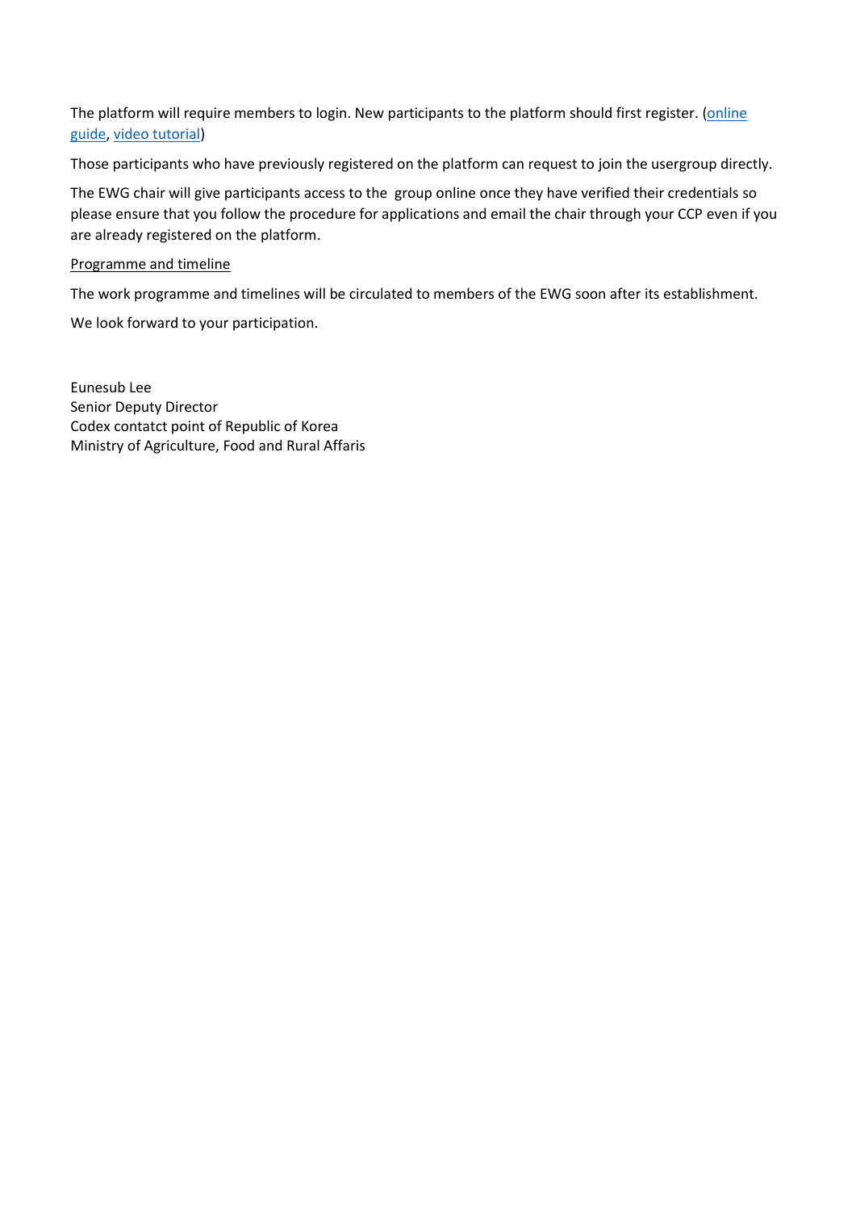The platform will require members to login. New participants to the platform should first register. (online guide, video tutorial)

Those participants who have previously registered on the platform can request to join the usergroup directly.

The EWG chair will give participants access to the group online once they have verified their credentials so please ensure that you follow the procedure for applications and email the chair through your CCP even if you are already registered on the platform.

Programme and timeline

The work programme and timelines will be circulated to members of the EWG soon after its establishment.

We look forward to your participation.

Eunesub Lee
Senior Deputy Director
Codex contatct point of Republic of Korea
Ministry of Agriculture, Food and Rural Affaris